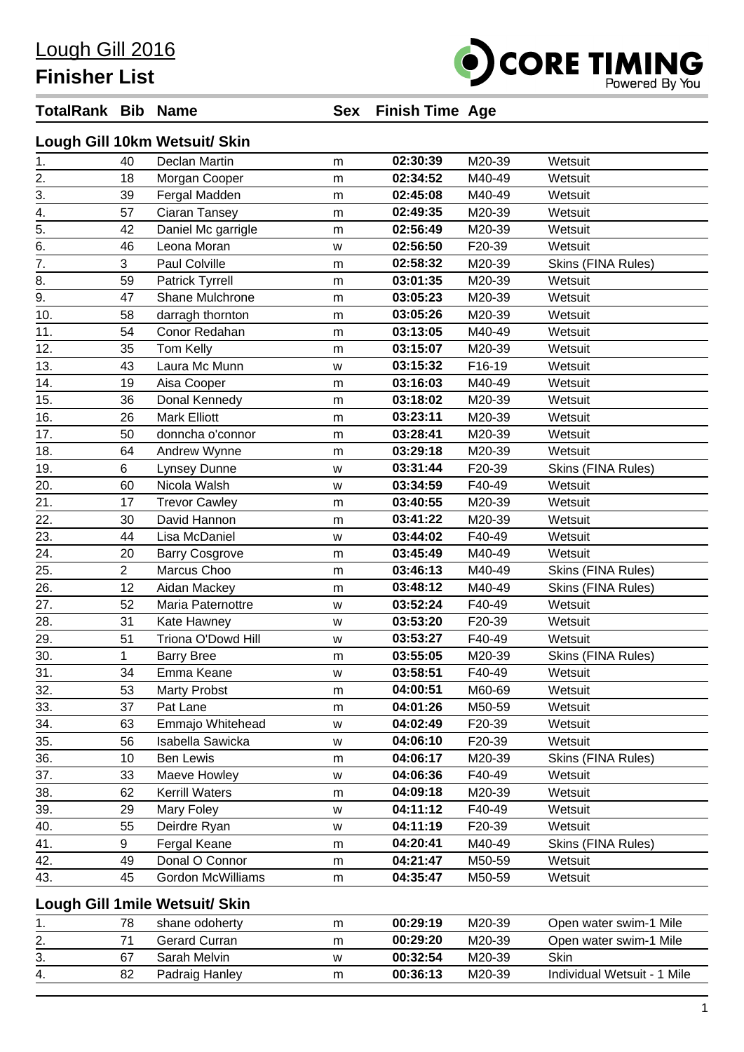# Lough Gill 2016

## Finisher List

| TotalRank | Bib | Name | Sex | Finish Time | Age | |
|---|---|---|---|---|---|---|
| **Lough Gill 10km Wetsuit/ Skin** | | | | | | |
| 1. | 40 | Declan Martin | m | **02:30:39** | M20-39 | Wetsuit |
| 2. | 18 | Morgan Cooper | m | **02:34:52** | M40-49 | Wetsuit |
| 3. | 39 | Fergal Madden | m | **02:45:08** | M40-49 | Wetsuit |
| 4. | 57 | Ciaran Tansey | m | **02:49:35** | M20-39 | Wetsuit |
| 5. | 42 | Daniel Mc garrigle | m | **02:56:49** | M20-39 | Wetsuit |
| 6. | 46 | Leona Moran | w | **02:56:50** | F20-39 | Wetsuit |
| 7. | 3 | Paul Colville | m | **02:58:32** | M20-39 | Skins (FINA Rules) |
| 8. | 59 | Patrick Tyrrell | m | **03:01:35** | M20-39 | Wetsuit |
| 9. | 47 | Shane Mulchrone | m | **03:05:23** | M20-39 | Wetsuit |
| 10. | 58 | darragh thornton | m | **03:05:26** | M20-39 | Wetsuit |
| 11. | 54 | Conor Redahan | m | **03:13:05** | M40-49 | Wetsuit |
| 12. | 35 | Tom Kelly | m | **03:15:07** | M20-39 | Wetsuit |
| 13. | 43 | Laura Mc Munn | w | **03:15:32** | F16-19 | Wetsuit |
| 14. | 19 | Aisa Cooper | m | **03:16:03** | M40-49 | Wetsuit |
| 15. | 36 | Donal Kennedy | m | **03:18:02** | M20-39 | Wetsuit |
| 16. | 26 | Mark Elliott | m | **03:23:11** | M20-39 | Wetsuit |
| 17. | 50 | donncha o'connor | m | **03:28:41** | M20-39 | Wetsuit |
| 18. | 64 | Andrew Wynne | m | **03:29:18** | M20-39 | Wetsuit |
| 19. | 6 | Lynsey Dunne | w | **03:31:44** | F20-39 | Skins (FINA Rules) |
| 20. | 60 | Nicola Walsh | w | **03:34:59** | F40-49 | Wetsuit |
| 21. | 17 | Trevor Cawley | m | **03:40:55** | M20-39 | Wetsuit |
| 22. | 30 | David Hannon | m | **03:41:22** | M20-39 | Wetsuit |
| 23. | 44 | Lisa McDaniel | w | **03:44:02** | F40-49 | Wetsuit |
| 24. | 20 | Barry Cosgrove | m | **03:45:49** | M40-49 | Wetsuit |
| 25. | 2 | Marcus Choo | m | **03:46:13** | M40-49 | Skins (FINA Rules) |
| 26. | 12 | Aidan Mackey | m | **03:48:12** | M40-49 | Skins (FINA Rules) |
| 27. | 52 | Maria Paternottre | w | **03:52:24** | F40-49 | Wetsuit |
| 28. | 31 | Kate Hawney | w | **03:53:20** | F20-39 | Wetsuit |
| 29. | 51 | Triona O'Dowd Hill | w | **03:53:27** | F40-49 | Wetsuit |
| 30. | 1 | Barry Bree | m | **03:55:05** | M20-39 | Skins (FINA Rules) |
| 31. | 34 | Emma Keane | w | **03:58:51** | F40-49 | Wetsuit |
| 32. | 53 | Marty Probst | m | **04:00:51** | M60-69 | Wetsuit |
| 33. | 37 | Pat Lane | m | **04:01:26** | M50-59 | Wetsuit |
| 34. | 63 | Emmajo Whitehead | w | **04:02:49** | F20-39 | Wetsuit |
| 35. | 56 | Isabella Sawicka | w | **04:06:10** | F20-39 | Wetsuit |
| 36. | 10 | Ben Lewis | m | **04:06:17** | M20-39 | Skins (FINA Rules) |
| 37. | 33 | Maeve Howley | w | **04:06:36** | F40-49 | Wetsuit |
| 38. | 62 | Kerrill Waters | m | **04:09:18** | M20-39 | Wetsuit |
| 39. | 29 | Mary Foley | w | **04:11:12** | F40-49 | Wetsuit |
| 40. | 55 | Deirdre Ryan | w | **04:11:19** | F20-39 | Wetsuit |
| 41. | 9 | Fergal Keane | m | **04:20:41** | M40-49 | Skins (FINA Rules) |
| 42. | 49 | Donal O Connor | m | **04:21:47** | M50-59 | Wetsuit |
| 43. | 45 | Gordon McWilliams | m | **04:35:47** | M50-59 | Wetsuit |
| **Lough Gill 1mile Wetsuit/ Skin** | | | | | | |
| 1. | 78 | shane odoherty | m | **00:29:19** | M20-39 | Open water swim-1 Mile |
| 2. | 71 | Gerard Curran | m | **00:29:20** | M20-39 | Open water swim-1 Mile |
| 3. | 67 | Sarah Melvin | w | **00:32:54** | M20-39 | Skin |
| 4. | 82 | Padraig Hanley | m | **00:36:13** | M20-39 | Individual Wetsuit - 1 Mile |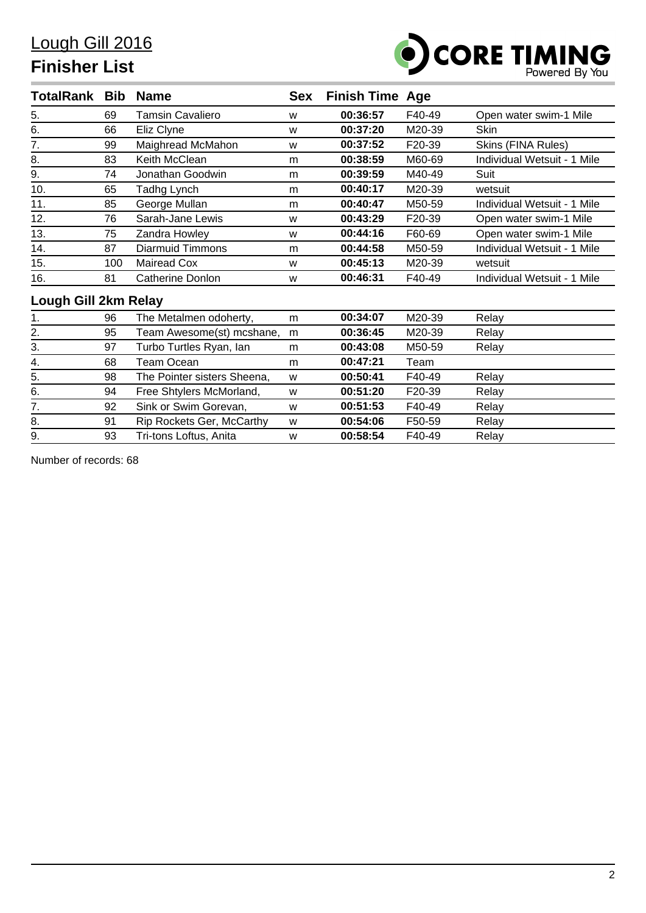# Lough Gill 2016

## Finisher List

| TotalRank | Bib | Name | Sex | Finish Time | Age | |
|---|---|---|---|---|---|---|
| 5. | 69 | Tamsin Cavaliero | w | **00:36:57** | F40-49 | Open water swim-1 Mile |
| 6. | 66 | Eliz Clyne | w | **00:37:20** | M20-39 | Skin |
| 7. | 99 | Maighread McMahon | w | **00:37:52** | F20-39 | Skins (FINA Rules) |
| 8. | 83 | Keith McClean | m | **00:38:59** | M60-69 | Individual Wetsuit - 1 Mile |
| 9. | 74 | Jonathan Goodwin | m | **00:39:59** | M40-49 | Suit |
| 10. | 65 | Tadhg Lynch | m | **00:40:17** | M20-39 | wetsuit |
| 11. | 85 | George Mullan | m | **00:40:47** | M50-59 | Individual Wetsuit - 1 Mile |
| 12. | 76 | Sarah-Jane Lewis | w | **00:43:29** | F20-39 | Open water swim-1 Mile |
| 13. | 75 | Zandra Howley | w | **00:44:16** | F60-69 | Open water swim-1 Mile |
| 14. | 87 | Diarmuid Timmons | m | **00:44:58** | M50-59 | Individual Wetsuit - 1 Mile |
| 15. | 100 | Mairead Cox | w | **00:45:13** | M20-39 | wetsuit |
| 16. | 81 | Catherine Donlon | w | **00:46:31** | F40-49 | Individual Wetsuit - 1 Mile |

### Lough Gill 2km Relay

| TotalRank | Bib | Name | Sex | Finish Time | Age | |
|---|---|---|---|---|---|---|
| 1. | 96 | The Metalmen odoherty, | m | **00:34:07** | M20-39 | Relay |
| 2. | 95 | Team Awesome(st) mcshane, | m | **00:36:45** | M20-39 | Relay |
| 3. | 97 | Turbo Turtles Ryan, Ian | m | **00:43:08** | M50-59 | Relay |
| 4. | 68 | Team Ocean | m | **00:47:21** | Team | |
| 5. | 98 | The Pointer sisters Sheena, | w | **00:50:41** | F40-49 | Relay |
| 6. | 94 | Free Shtylers McMorland, | w | **00:51:20** | F20-39 | Relay |
| 7. | 92 | Sink or Swim Gorevan, | w | **00:51:53** | F40-49 | Relay |
| 8. | 91 | Rip Rockets Ger, McCarthy | w | **00:54:06** | F50-59 | Relay |
| 9. | 93 | Tri-tons Loftus, Anita | w | **00:58:54** | F40-49 | Relay |

Number of records: 68